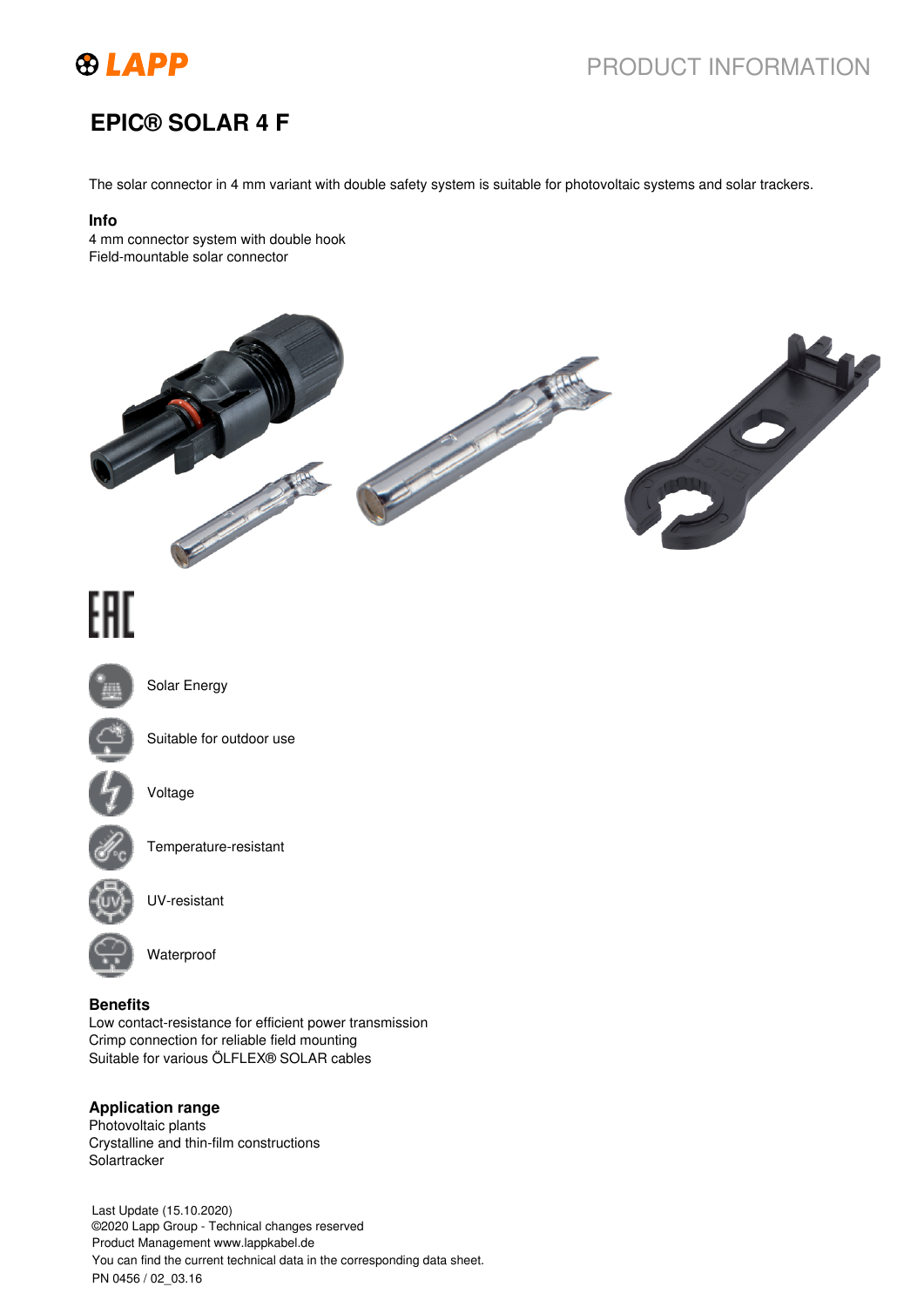# EPIC® SOLAR 4 F

The solar connector in 4 mm variant with double safety system is suitable for photovoltaic systems and solar trackers.

**Info**

4 mm connector system with double hook
Field-mountable solar connector

Solar Energy

Suitable for outdoor use

Voltage

Temperature-resistant

UV-resistant

Waterproof

**Benefits**

Low contact-resistance for efficient power transmission
Crimp connection for reliable field mounting
Suitable for various ÖLFLEX® SOLAR cables

**Application range**

Photovoltaic plants
Crystalline and thin-film constructions
Solartracker

Last Update (15.10.2020)
©2020 Lapp Group - Technical changes reserved
Product Management www.lappkabel.de
You can find the current technical data in the corresponding data sheet.
PN 0456 / 02_03.16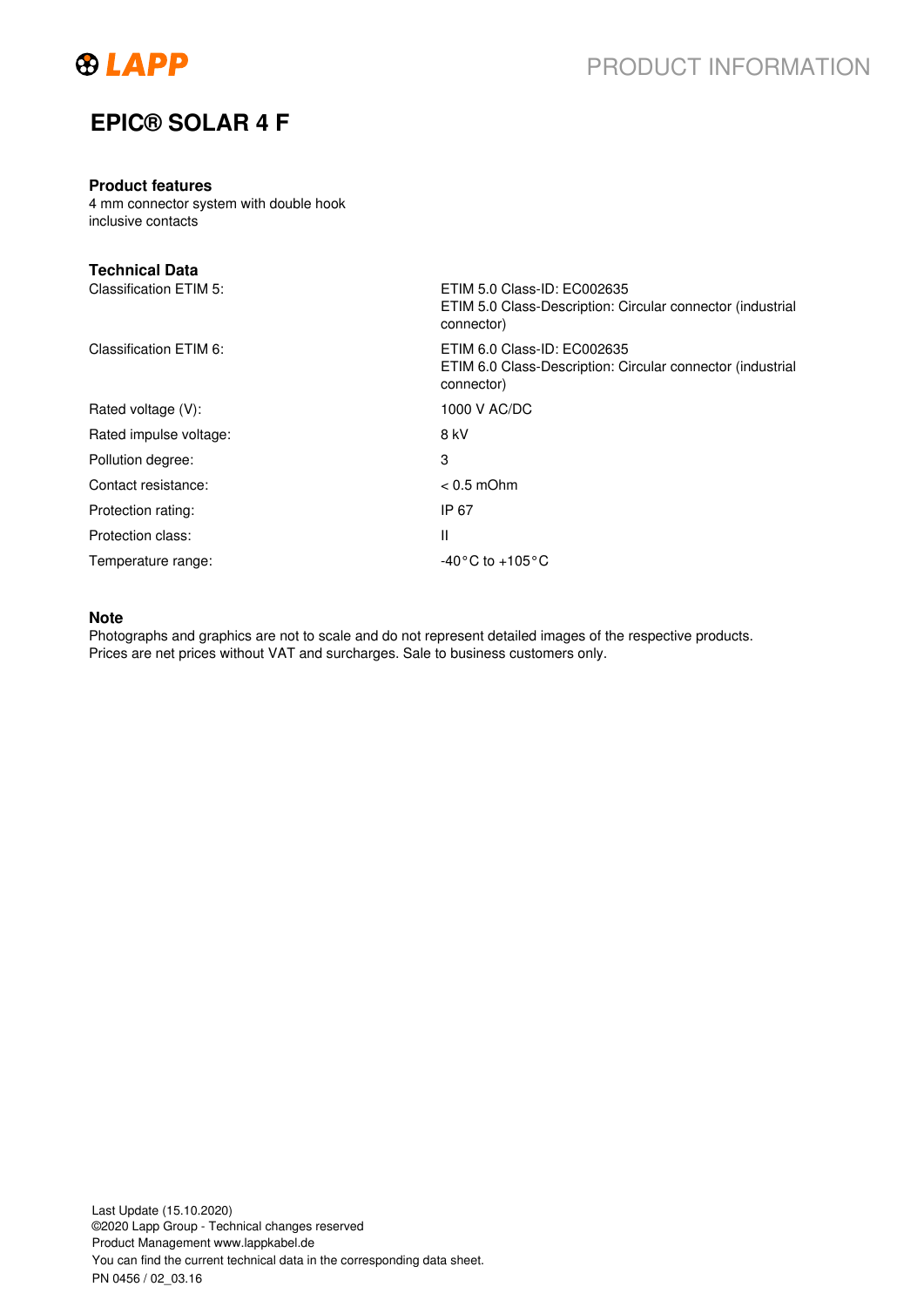# EPIC® SOLAR 4 F

## Product features

4 mm connector system with double hook
inclusive contacts

## Technical Data

| | |
|---|---|
| Classification ETIM 5: | ETIM 5.0 Class-ID: EC002635<br>ETIM 5.0 Class-Description: Circular connector (industrial connector) |
| Classification ETIM 6: | ETIM 6.0 Class-ID: EC002635<br>ETIM 6.0 Class-Description: Circular connector (industrial connector) |
| Rated voltage (V): | 1000 V AC/DC |
| Rated impulse voltage: | 8 kV |
| Pollution degree: | 3 |
| Contact resistance: | < 0.5 mOhm |
| Protection rating: | IP 67 |
| Protection class: | II |
| Temperature range: | -40°C to +105°C |

## Note

Photographs and graphics are not to scale and do not represent detailed images of the respective products.
Prices are net prices without VAT and surcharges. Sale to business customers only.

Last Update (15.10.2020)
©2020 Lapp Group - Technical changes reserved
Product Management www.lappkabel.de
You can find the current technical data in the corresponding data sheet.
PN 0456 / 02_03.16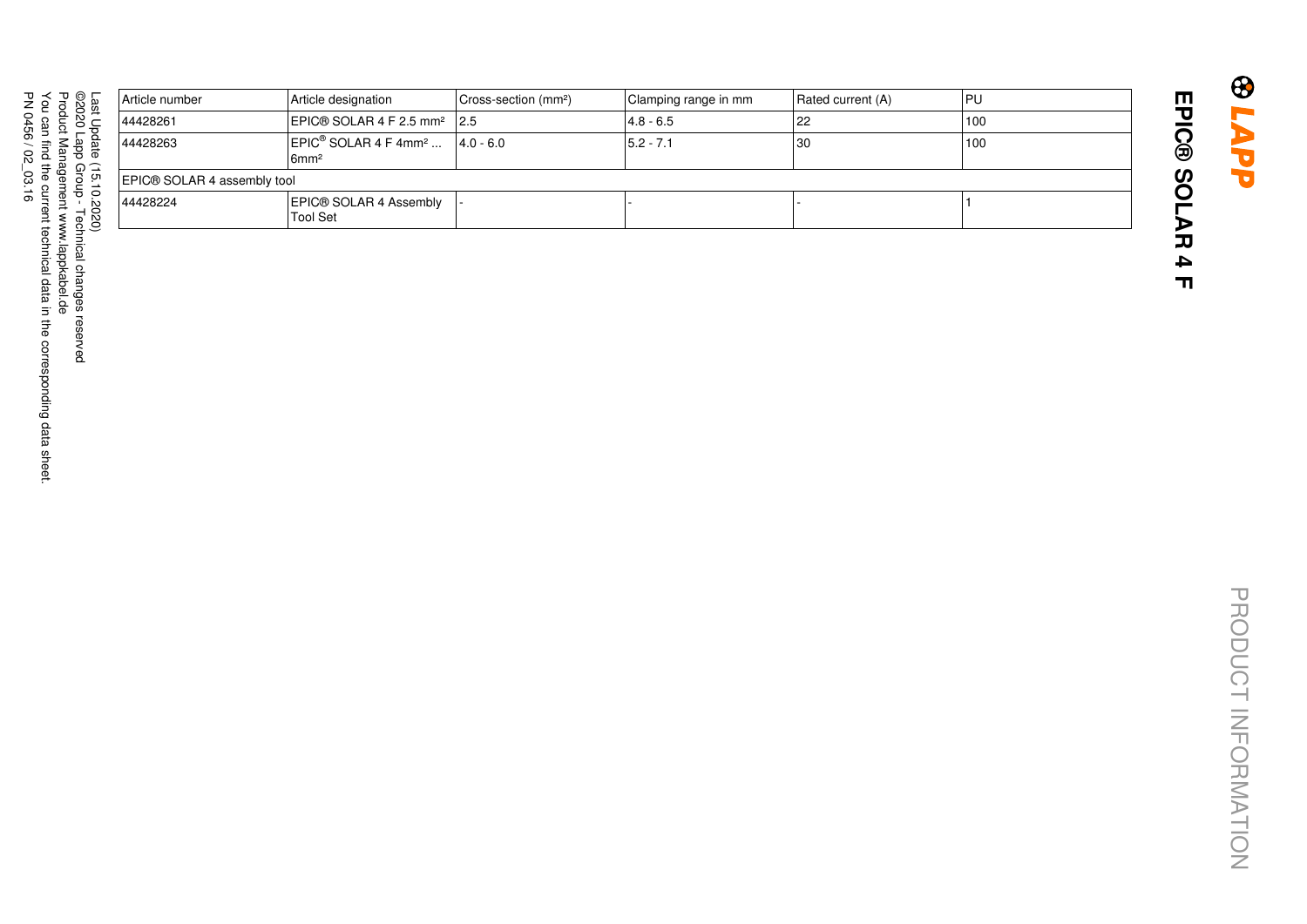# EPIC® SOLAR 4 F

PRODUCT INFORMATION

| Article number | Article designation | Cross-section (mm²) | Clamping range in mm | Rated current (A) | PU |
| --- | --- | --- | --- | --- | --- |
| 44428261 | EPIC® SOLAR 4 F 2.5 mm² | 2.5 | 4.8 - 6.5 | 22 | 100 |
| 44428263 | EPIC® SOLAR 4 F 4mm² ... 6mm² | 4.0 - 6.0 | 5.2 - 7.1 | 30 | 100 |
| EPIC® SOLAR 4 assembly tool | | | | | |
| 44428224 | EPIC® SOLAR 4 Assembly Tool Set | - | - | - | 1 |

Last Update (15.10.2020)
©2020 Lapp Group - Technical changes reserved
Product Management www.lappkabel.de
You can find the current technical data in the corresponding data sheet.
PN 0456 / 02_03.16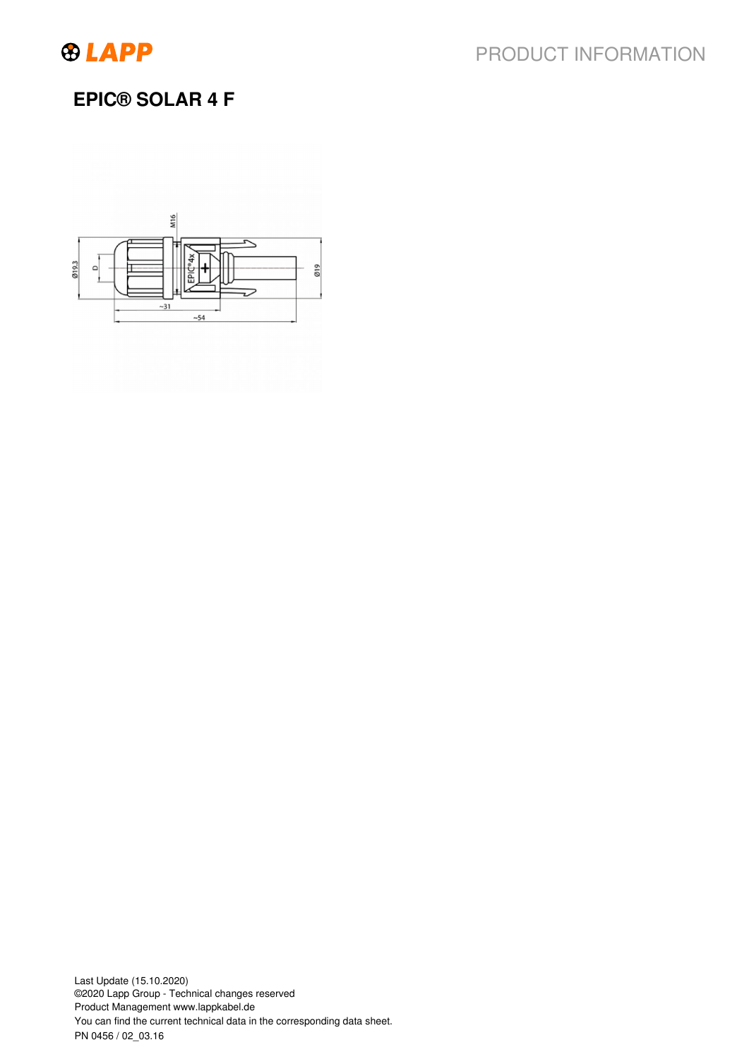# EPIC® SOLAR 4 F

M16

Ø19.3

D

EPIC®4x

Ø19

~31

~54

Last Update (15.10.2020)
©2020 Lapp Group - Technical changes reserved
Product Management www.lappkabel.de
You can find the current technical data in the corresponding data sheet.
PN 0456 / 02_03.16